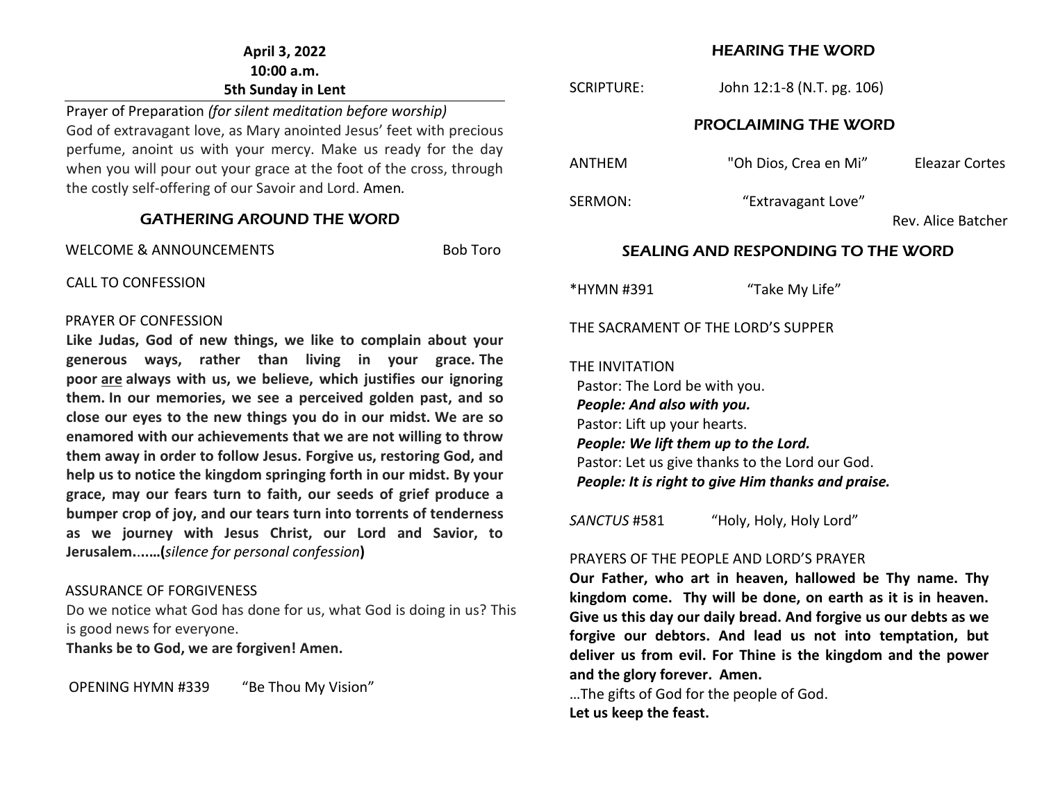**April 3, 2022**
**10:00 a.m.**
**5th Sunday in Lent**

Prayer of Preparation *(for silent meditation before worship)*
God of extravagant love, as Mary anointed Jesus' feet with precious perfume, anoint us with your mercy. Make us ready for the day when you will pour out your grace at the foot of the cross, through the costly self-offering of our Savoir and Lord. Amen*.*

## GATHERING AROUND THE WORD

WELCOME & ANNOUNCEMENTS Bob Toro

CALL TO CONFESSION

PRAYER OF CONFESSION
**Like Judas, God of new things, we like to complain about your generous ways, rather than living in your grace. The poor are always with us, we believe, which justifies our ignoring them. In our memories, we see a perceived golden past, and so close our eyes to the new things you do in our midst. We are so enamored with our achievements that we are not willing to throw them away in order to follow Jesus. Forgive us, restoring God, and help us to notice the kingdom springing forth in our midst. By your grace, may our fears turn to faith, our seeds of grief produce a bumper crop of joy, and our tears turn into torrents of tenderness as we journey with Jesus Christ, our Lord and Savior, to Jerusalem……(***silence for personal confession***)**

ASSURANCE OF FORGIVENESS
Do we notice what God has done for us, what God is doing in us? This is good news for everyone.
**Thanks be to God, we are forgiven! Amen.**

OPENING HYMN #339 "Be Thou My Vision"

## HEARING THE WORD

SCRIPTURE: John 12:1-8 (N.T. pg. 106)

## PROCLAIMING THE WORD

ANTHEM "Oh Dios, Crea en Mi" Eleazar Cortes

SERMON: "Extravagant Love" Rev. Alice Batcher

## SEALING AND RESPONDING TO THE WORD

*HYMN #391 "Take My Life"

THE SACRAMENT OF THE LORD'S SUPPER

THE INVITATION
Pastor: The Lord be with you.
***People: And also with you.***
Pastor: Lift up your hearts.
***People: We lift them up to the Lord.***
Pastor: Let us give thanks to the Lord our God.
***People: It is right to give Him thanks and praise.***

*SANCTUS* #581 "Holy, Holy, Holy Lord"

PRAYERS OF THE PEOPLE AND LORD'S PRAYER
**Our Father, who art in heaven, hallowed be Thy name. Thy kingdom come. Thy will be done, on earth as it is in heaven. Give us this day our daily bread. And forgive us our debts as we forgive our debtors. And lead us not into temptation, but deliver us from evil. For Thine is the kingdom and the power and the glory forever. Amen.**
…The gifts of God for the people of God.
**Let us keep the feast.**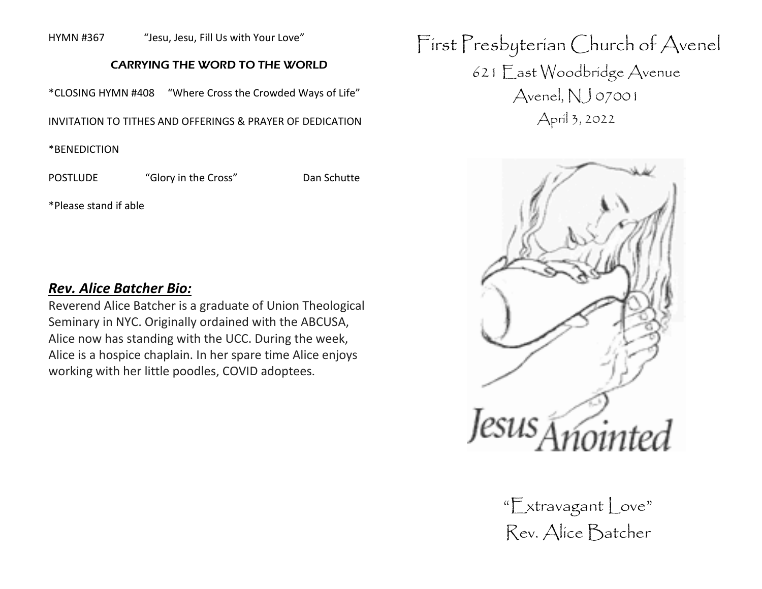HYMN #367 "Jesu, Jesu, Fill Us with Your Love"

**CARRYING THE WORD TO THE WORLD**

*CLOSING HYMN #408 "Where Cross the Crowded Ways of Life"

INVITATION TO TITHES AND OFFERINGS & PRAYER OF DEDICATION

*BENEDICTION

POSTLUDE "Glory in the Cross" Dan Schutte

*Please stand if able

***Rev. Alice Batcher Bio:***

Reverend Alice Batcher is a graduate of Union Theological Seminary in NYC. Originally ordained with the ABCUSA, Alice now has standing with the UCC. During the week, Alice is a hospice chaplain. In her spare time Alice enjoys working with her little poodles, COVID adoptees.

# First Presbyterian Church of Avenel

621 East Woodbridge Avenue

Avenel, NJ 07001

April 3, 2022

Jesus Anointed

"Extravagant Love"

Rev. Alice Batcher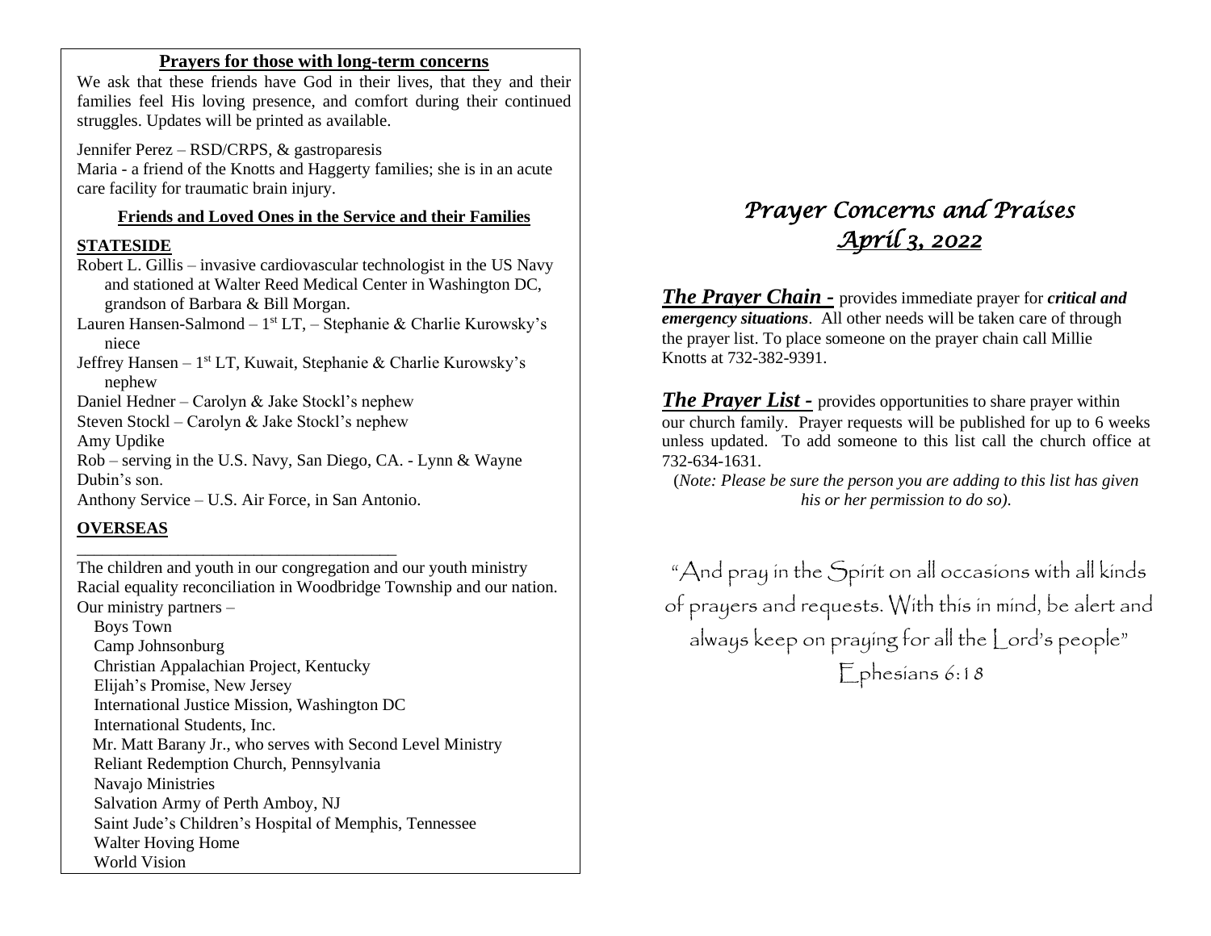**Prayers for those with long-term concerns**

We ask that these friends have God in their lives, that they and their families feel His loving presence, and comfort during their continued struggles. Updates will be printed as available.

Jennifer Perez – RSD/CRPS, & gastroparesis
Maria - a friend of the Knotts and Haggerty families; she is in an acute care facility for traumatic brain injury.

**Friends and Loved Ones in the Service and their Families**

**STATESIDE**

Robert L. Gillis – invasive cardiovascular technologist in the US Navy and stationed at Walter Reed Medical Center in Washington DC, grandson of Barbara & Bill Morgan.
Lauren Hansen-Salmond – 1st LT, – Stephanie & Charlie Kurowsky's niece
Jeffrey Hansen – 1st LT, Kuwait, Stephanie & Charlie Kurowsky's nephew
Daniel Hedner – Carolyn & Jake Stockl's nephew
Steven Stockl – Carolyn & Jake Stockl's nephew
Amy Updike
Rob – serving in the U.S. Navy, San Diego, CA. - Lynn & Wayne Dubin's son.
Anthony Service – U.S. Air Force, in San Antonio.

**OVERSEAS**

---

The children and youth in our congregation and our youth ministry
Racial equality reconciliation in Woodbridge Township and our nation.
Our ministry partners –

- Boys Town
- Camp Johnsonburg
- Christian Appalachian Project, Kentucky
- Elijah's Promise, New Jersey
- International Justice Mission, Washington DC
- International Students, Inc.
- Mr. Matt Barany Jr., who serves with Second Level Ministry
- Reliant Redemption Church, Pennsylvania
- Navajo Ministries
- Salvation Army of Perth Amboy, NJ
- Saint Jude's Children's Hospital of Memphis, Tennessee
- Walter Hoving Home
- World Vision

# *Prayer Concerns and Praises*
## *April 3, 2022*

***The Prayer Chain -*** provides immediate prayer for ***critical and emergency situations***. All other needs will be taken care of through the prayer list. To place someone on the prayer chain call Millie Knotts at 732-382-9391.

***The Prayer List -*** provides opportunities to share prayer within our church family. Prayer requests will be published for up to 6 weeks unless updated. To add someone to this list call the church office at 732-634-1631.

(*Note: Please be sure the person you are adding to this list has given his or her permission to do so).*

"And pray in the Spirit on all occasions with all kinds of prayers and requests. With this in mind, be alert and always keep on praying for all the Lord's people"
Ephesians 6:18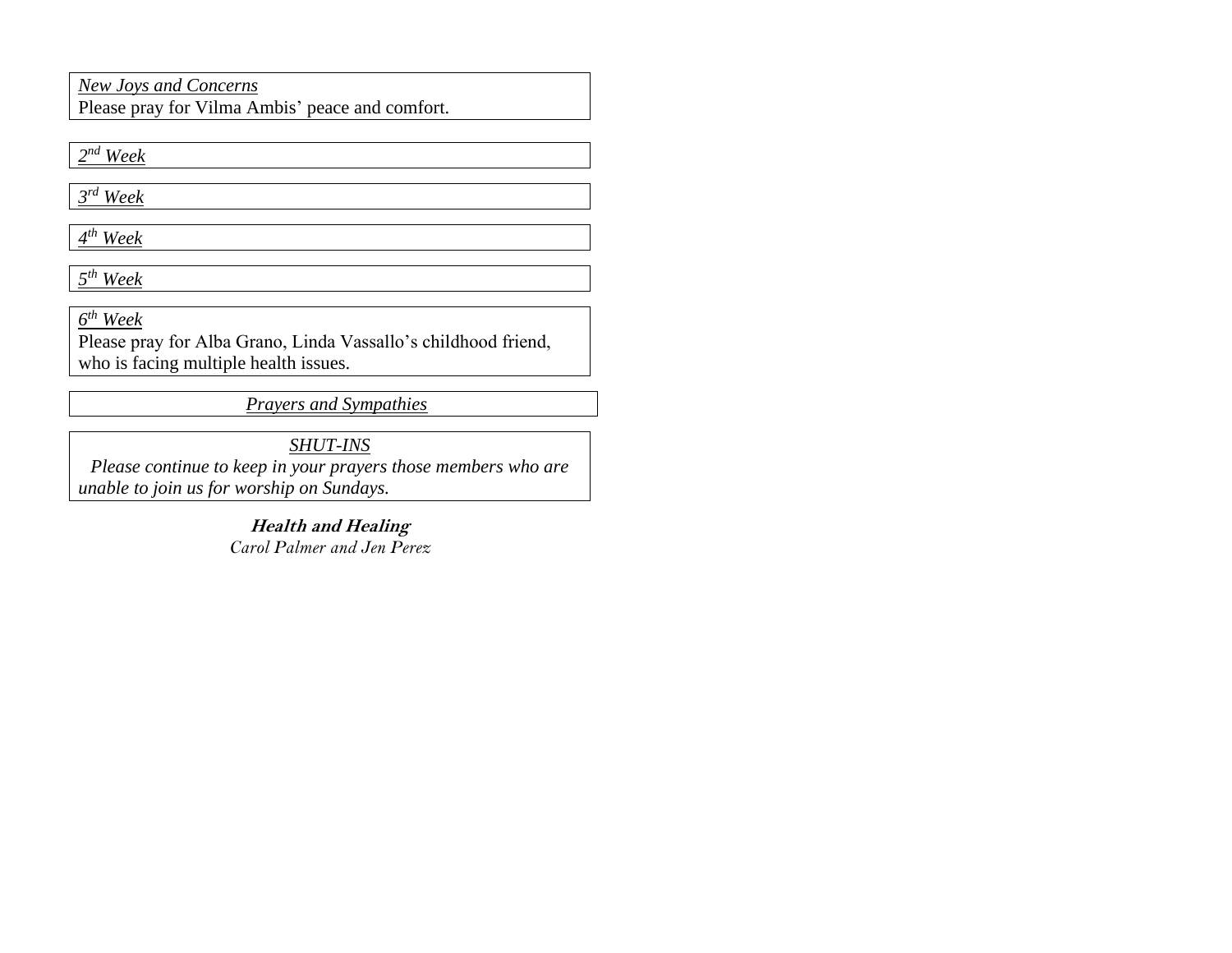*New Joys and Concerns*

Please pray for Vilma Ambis' peace and comfort.

*2nd Week*

*3rd Week*

*4th Week*

*5th Week*

*6th Week*

Please pray for Alba Grano, Linda Vassallo's childhood friend, who is facing multiple health issues.

*Prayers and Sympathies*

*SHUT-INS*

*Please continue to keep in your prayers those members who are unable to join us for worship on Sundays.*

***Health and Healing***

*Carol Palmer and Jen Perez*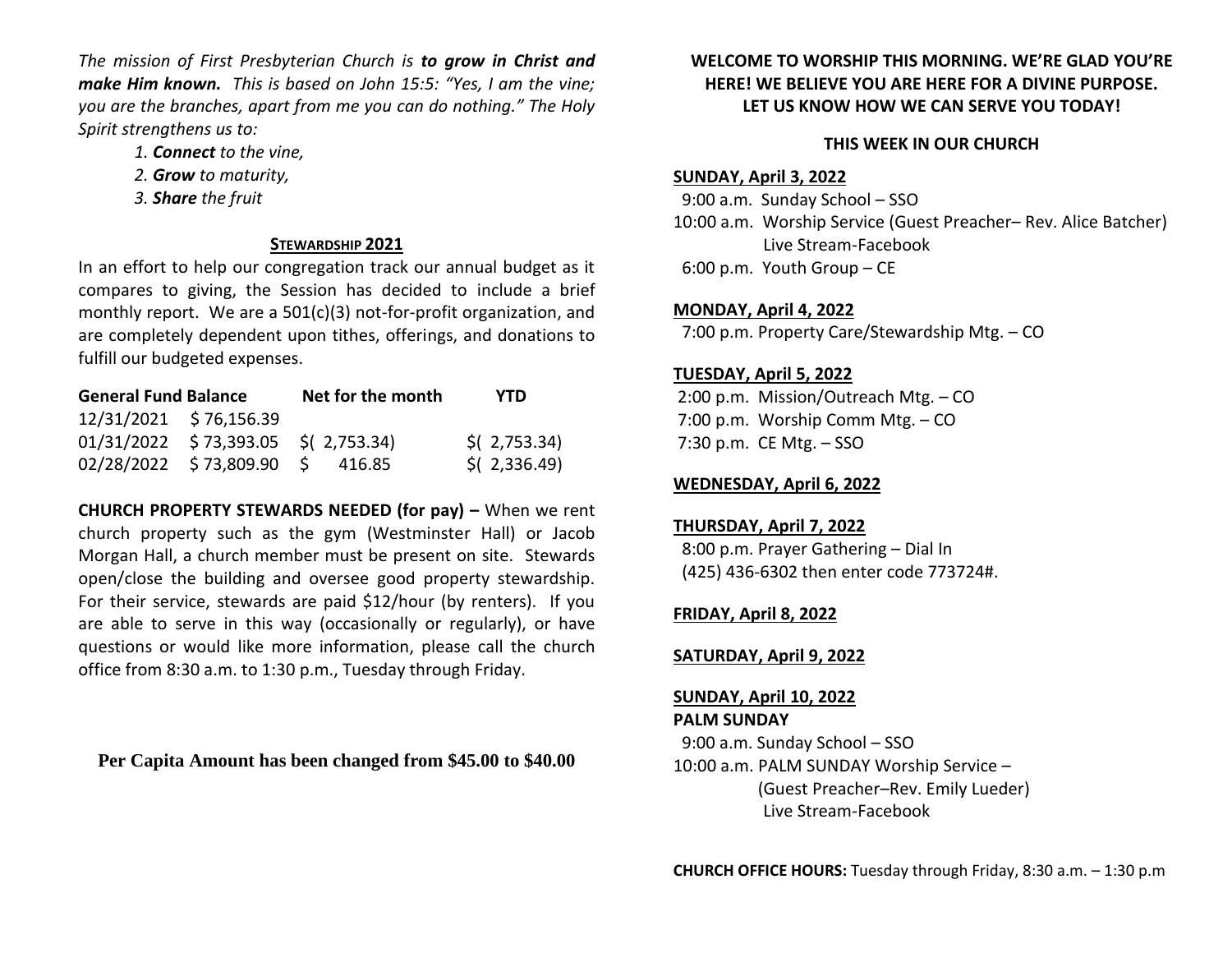*The mission of First Presbyterian Church is* ***to grow in Christ and make Him known.*** *This is based on John 15:5: "Yes, I am the vine; you are the branches, apart from me you can do nothing." The Holy Spirit strengthens us to:*

*1.* ***Connect*** *to the vine,*
*2.* ***Grow*** *to maturity,*
*3.* ***Share*** *the fruit*

## STEWARDSHIP 2021

In an effort to help our congregation track our annual budget as it compares to giving, the Session has decided to include a brief monthly report. We are a 501(c)(3) not-for-profit organization, and are completely dependent upon tithes, offerings, and donations to fulfill our budgeted expenses.

| General Fund Balance | | Net for the month | YTD |
|---|---|---|---|
| 12/31/2021 | $ 76,156.39 | | |
| 01/31/2022 | $ 73,393.05 | $( 2,753.34) | $( 2,753.34) |
| 02/28/2022 | $ 73,809.90 | $ 416.85 | $( 2,336.49) |

**CHURCH PROPERTY STEWARDS NEEDED (for pay) –** When we rent church property such as the gym (Westminster Hall) or Jacob Morgan Hall, a church member must be present on site. Stewards open/close the building and oversee good property stewardship. For their service, stewards are paid $12/hour (by renters). If you are able to serve in this way (occasionally or regularly), or have questions or would like more information, please call the church office from 8:30 a.m. to 1:30 p.m., Tuesday through Friday.

**Per Capita Amount has been changed from $45.00 to $40.00**

**WELCOME TO WORSHIP THIS MORNING. WE'RE GLAD YOU'RE HERE! WE BELIEVE YOU ARE HERE FOR A DIVINE PURPOSE. LET US KNOW HOW WE CAN SERVE YOU TODAY!**

## THIS WEEK IN OUR CHURCH

**SUNDAY, April 3, 2022**
9:00 a.m. Sunday School – SSO
10:00 a.m. Worship Service (Guest Preacher– Rev. Alice Batcher)
Live Stream-Facebook
6:00 p.m. Youth Group – CE

**MONDAY, April 4, 2022**
7:00 p.m. Property Care/Stewardship Mtg. – CO

**TUESDAY, April 5, 2022**
2:00 p.m. Mission/Outreach Mtg. – CO
7:00 p.m. Worship Comm Mtg. – CO
7:30 p.m. CE Mtg. – SSO

**WEDNESDAY, April 6, 2022**

**THURSDAY, April 7, 2022**
8:00 p.m. Prayer Gathering – Dial In
(425) 436-6302 then enter code 773724#.

**FRIDAY, April 8, 2022**

**SATURDAY, April 9, 2022**

**SUNDAY, April 10, 2022**
**PALM SUNDAY**
9:00 a.m. Sunday School – SSO
10:00 a.m. PALM SUNDAY Worship Service –
(Guest Preacher–Rev. Emily Lueder)
Live Stream-Facebook

**CHURCH OFFICE HOURS:** Tuesday through Friday, 8:30 a.m. – 1:30 p.m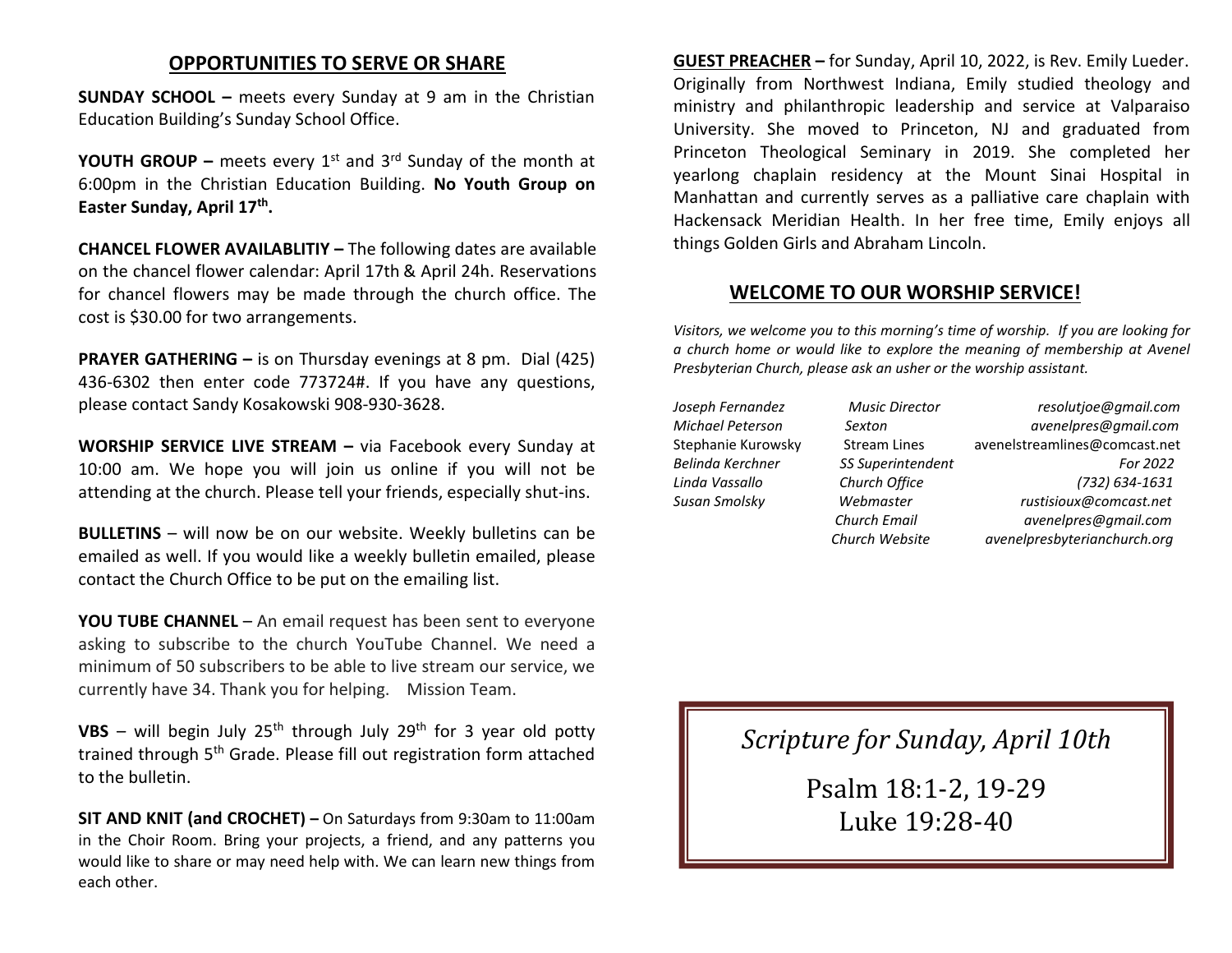## OPPORTUNITIES TO SERVE OR SHARE

**SUNDAY SCHOOL –** meets every Sunday at 9 am in the Christian Education Building's Sunday School Office.

**YOUTH GROUP –** meets every 1st and 3rd Sunday of the month at 6:00pm in the Christian Education Building. **No Youth Group on Easter Sunday, April 17th.**

**CHANCEL FLOWER AVAILABLITIY –** The following dates are available on the chancel flower calendar: April 17th & April 24h. Reservations for chancel flowers may be made through the church office. The cost is $30.00 for two arrangements.

**PRAYER GATHERING –** is on Thursday evenings at 8 pm. Dial (425) 436-6302 then enter code 773724#. If you have any questions, please contact Sandy Kosakowski 908-930-3628.

**WORSHIP SERVICE LIVE STREAM –** via Facebook every Sunday at 10:00 am. We hope you will join us online if you will not be attending at the church. Please tell your friends, especially shut-ins.

**BULLETINS** – will now be on our website. Weekly bulletins can be emailed as well. If you would like a weekly bulletin emailed, please contact the Church Office to be put on the emailing list.

**YOU TUBE CHANNEL** – An email request has been sent to everyone asking to subscribe to the church YouTube Channel. We need a minimum of 50 subscribers to be able to live stream our service, we currently have 34. Thank you for helping. Mission Team.

**VBS** – will begin July 25th through July 29th for 3 year old potty trained through 5th Grade. Please fill out registration form attached to the bulletin.

**SIT AND KNIT (and CROCHET) –** On Saturdays from 9:30am to 11:00am in the Choir Room. Bring your projects, a friend, and any patterns you would like to share or may need help with. We can learn new things from each other.

**GUEST PREACHER –** for Sunday, April 10, 2022, is Rev. Emily Lueder. Originally from Northwest Indiana, Emily studied theology and ministry and philanthropic leadership and service at Valparaiso University. She moved to Princeton, NJ and graduated from Princeton Theological Seminary in 2019. She completed her yearlong chaplain residency at the Mount Sinai Hospital in Manhattan and currently serves as a palliative care chaplain with Hackensack Meridian Health. In her free time, Emily enjoys all things Golden Girls and Abraham Lincoln.

## WELCOME TO OUR WORSHIP SERVICE!

*Visitors, we welcome you to this morning's time of worship. If you are looking for a church home or would like to explore the meaning of membership at Avenel Presbyterian Church, please ask an usher or the worship assistant.*

| | | |
|---|---|---|
| *Joseph Fernandez* | *Music Director* | *resolutjoe@gmail.com* |
| *Michael Peterson* | *Sexton* | *avenelpres@gmail.com* |
| Stephanie Kurowsky | Stream Lines | avenelstreamlines@comcast.net |
| *Belinda Kerchner* | *SS Superintendent* | *For 2022* |
| *Linda Vassallo* | *Church Office* | *(732) 634-1631* |
| *Susan Smolsky* | *Webmaster* | *rustisioux@comcast.net* |
| | *Church Email* | *avenelpres@gmail.com* |
| | *Church Website* | *avenelpresbyterianchurch.org* |

*Scripture for Sunday, April 10th*

Psalm 18:1-2, 19-29
Luke 19:28-40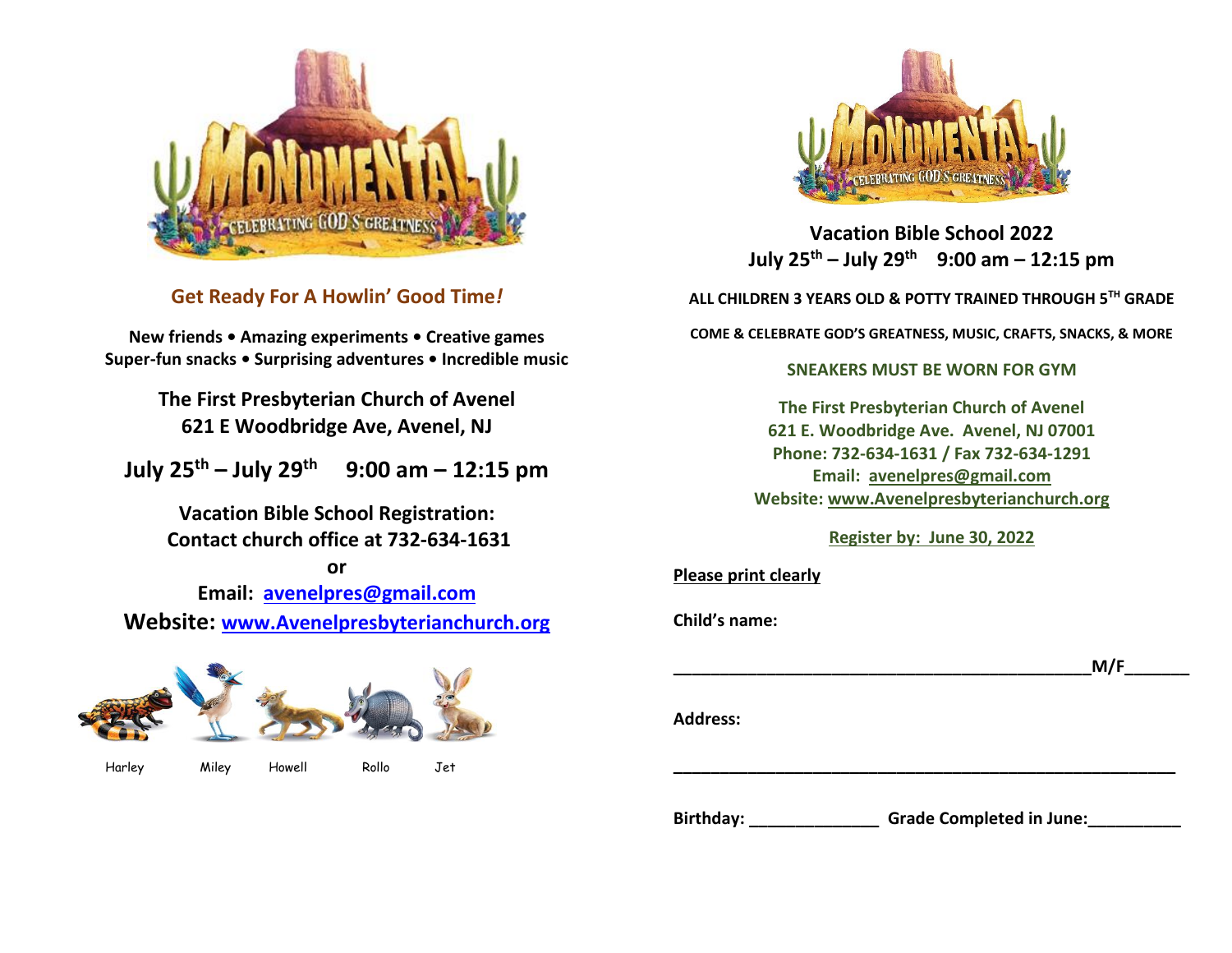## Get Ready For A Howlin' Good Time!

**New friends • Amazing experiments • Creative games**
**Super-fun snacks • Surprising adventures • Incredible music**

**The First Presbyterian Church of Avenel**
**621 E Woodbridge Ave, Avenel, NJ**

**July 25th – July 29th 9:00 am – 12:15 pm**

**Vacation Bible School Registration:**
**Contact church office at 732-634-1631**

**or**

**Email: avenelpres@gmail.com**
**Website: www.Avenelpresbyterianchurch.org**

Harley Miley Howell Rollo Jet

## Vacation Bible School 2022

**July 25th – July 29th 9:00 am – 12:15 pm**

**ALL CHILDREN 3 YEARS OLD & POTTY TRAINED THROUGH 5TH GRADE**

**COME & CELEBRATE GOD'S GREATNESS, MUSIC, CRAFTS, SNACKS, & MORE**

**SNEAKERS MUST BE WORN FOR GYM**

**The First Presbyterian Church of Avenel**
**621 E. Woodbridge Ave. Avenel, NJ 07001**
**Phone: 732-634-1631 / Fax 732-634-1291**
**Email: avenelpres@gmail.com**
**Website: www.Avenelpresbyterianchurch.org**

**Register by: June 30, 2022**

**Please print clearly**

**Child's name:**

______________________________________________M/F_______

**Address:**

________________________________________________________

**Birthday:** ______________ **Grade Completed in June:**__________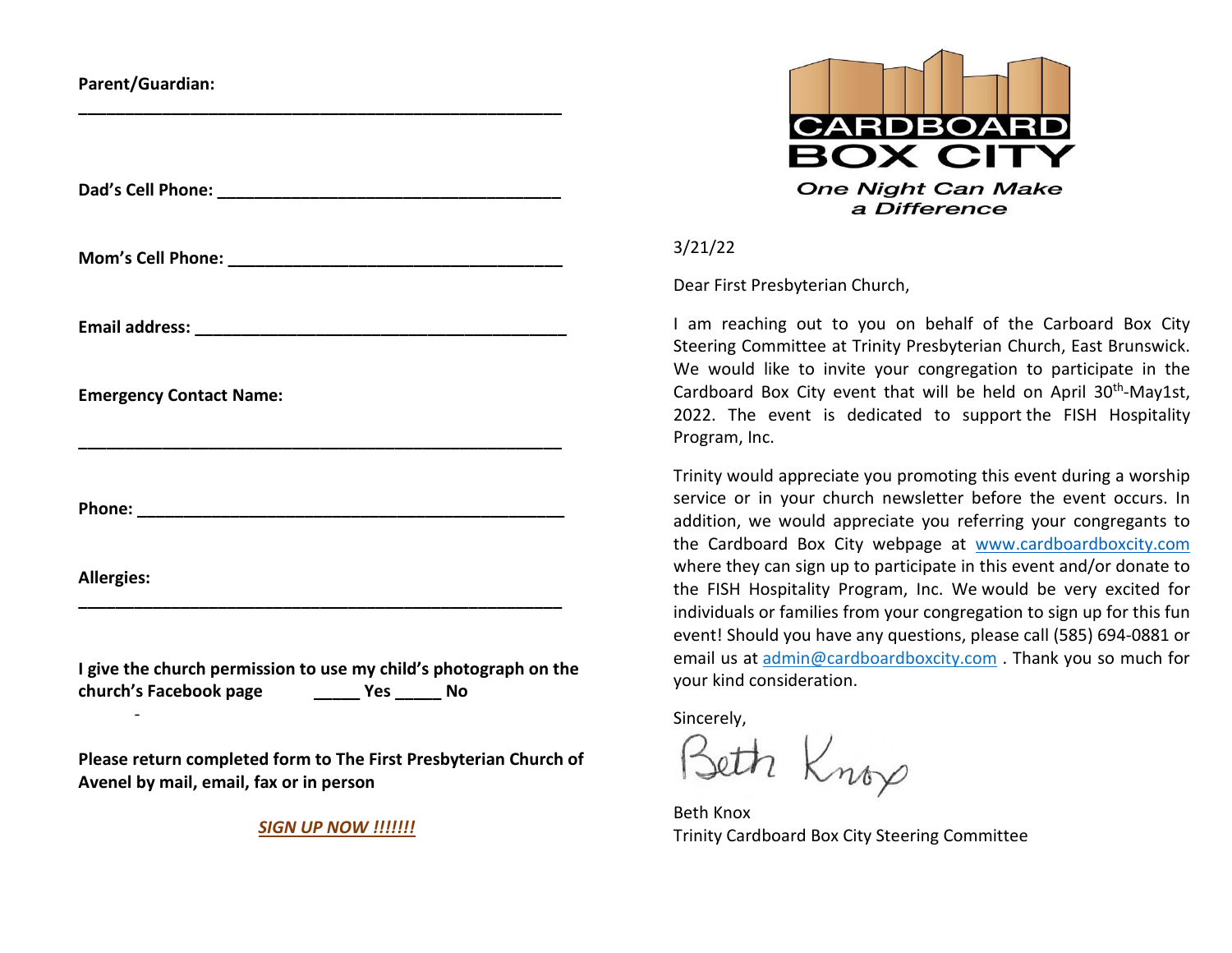**Parent/Guardian:**

**\_\_\_\_\_\_\_\_\_\_\_\_\_\_\_\_\_\_\_\_\_\_\_\_\_\_\_\_\_\_\_\_\_\_\_\_\_\_\_\_\_\_\_\_\_\_\_\_\_\_\_**

**Dad's Cell Phone: \_\_\_\_\_\_\_\_\_\_\_\_\_\_\_\_\_\_\_\_\_\_\_\_\_\_\_\_\_\_\_\_\_\_\_\_\_\_**

**Mom's Cell Phone: \_\_\_\_\_\_\_\_\_\_\_\_\_\_\_\_\_\_\_\_\_\_\_\_\_\_\_\_\_\_\_\_\_\_\_\_\_**

**Email address: \_\_\_\_\_\_\_\_\_\_\_\_\_\_\_\_\_\_\_\_\_\_\_\_\_\_\_\_\_\_\_\_\_\_\_\_\_\_\_\_\_\_**

**Emergency Contact Name:**

**\_\_\_\_\_\_\_\_\_\_\_\_\_\_\_\_\_\_\_\_\_\_\_\_\_\_\_\_\_\_\_\_\_\_\_\_\_\_\_\_\_\_\_\_\_\_\_\_\_\_\_**

**Phone: \_\_\_\_\_\_\_\_\_\_\_\_\_\_\_\_\_\_\_\_\_\_\_\_\_\_\_\_\_\_\_\_\_\_\_\_\_\_\_\_\_\_\_\_\_\_\_\_**

**Allergies:**

**\_\_\_\_\_\_\_\_\_\_\_\_\_\_\_\_\_\_\_\_\_\_\_\_\_\_\_\_\_\_\_\_\_\_\_\_\_\_\_\_\_\_\_\_\_\_\_\_\_\_\_**

**I give the church permission to use my child's photograph on the church's Facebook page \_\_\_\_\_ Yes \_\_\_\_\_ No**

-

**Please return completed form to The First Presbyterian Church of Avenel by mail, email, fax or in person**

***SIGN UP NOW !!!!!!!***

CARDBOARD BOX CITY

*One Night Can Make a Difference*

3/21/22

Dear First Presbyterian Church,

I am reaching out to you on behalf of the Carboard Box City Steering Committee at Trinity Presbyterian Church, East Brunswick. We would like to invite your congregation to participate in the Cardboard Box City event that will be held on April 30th-May1st, 2022. The event is dedicated to support the FISH Hospitality Program, Inc.

Trinity would appreciate you promoting this event during a worship service or in your church newsletter before the event occurs. In addition, we would appreciate you referring your congregants to the Cardboard Box City webpage at www.cardboardboxcity.com where they can sign up to participate in this event and/or donate to the FISH Hospitality Program, Inc. We would be very excited for individuals or families from your congregation to sign up for this fun event! Should you have any questions, please call (585) 694-0881 or email us at admin@cardboardboxcity.com . Thank you so much for your kind consideration.

Sincerely,

Beth Knox

Beth Knox
Trinity Cardboard Box City Steering Committee